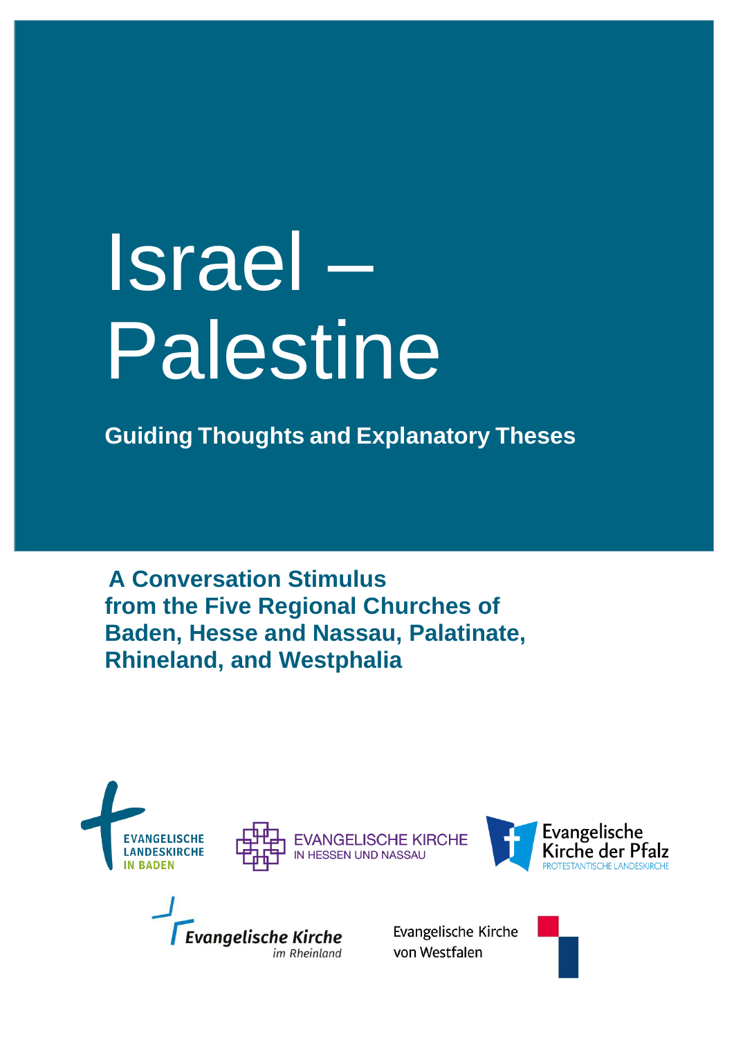# Israel – Palestine

## Guiding Thoughts and Explanatory Theses

**A Conversation Stimulus from the Five Regional Churches of Baden, Hesse and Nassau, Palatinate, Rhineland, and Westphalia**

EVANGELISCHE LANDESKIRCHE IN BADEN

EVANGELISCHE KIRCHE IN HESSEN UND NASSAU

Evangelische Kirche der Pfalz
PROTESTANTISCHE LANDESKIRCHE

Evangelische Kirche im Rheinland

Evangelische Kirche von Westfalen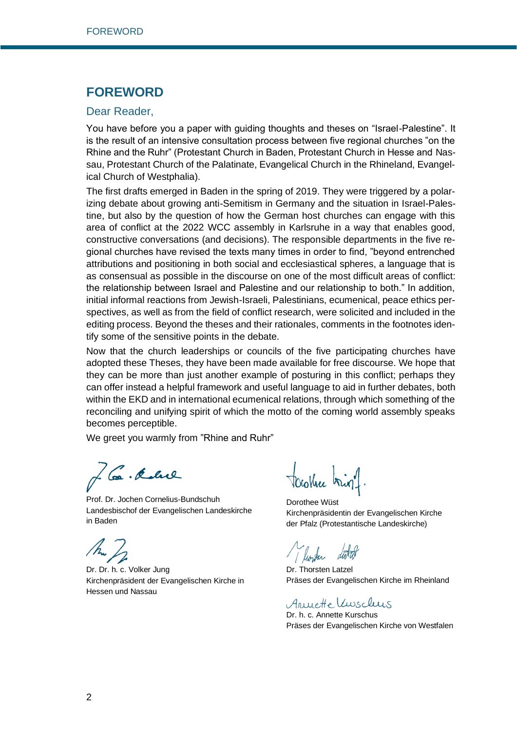# FOREWORD

## Dear Reader,

You have before you a paper with guiding thoughts and theses on "Israel-Palestine". It is the result of an intensive consultation process between five regional churches "on the Rhine and the Ruhr" (Protestant Church in Baden, Protestant Church in Hesse and Nassau, Protestant Church of the Palatinate, Evangelical Church in the Rhineland, Evangelical Church of Westphalia).

The first drafts emerged in Baden in the spring of 2019. They were triggered by a polarizing debate about growing anti-Semitism in Germany and the situation in Israel-Palestine, but also by the question of how the German host churches can engage with this area of conflict at the 2022 WCC assembly in Karlsruhe in a way that enables good, constructive conversations (and decisions). The responsible departments in the five regional churches have revised the texts many times in order to find, "beyond entrenched attributions and positioning in both social and ecclesiastical spheres, a language that is as consensual as possible in the discourse on one of the most difficult areas of conflict: the relationship between Israel and Palestine and our relationship to both." In addition, initial informal reactions from Jewish-Israeli, Palestinians, ecumenical, peace ethics perspectives, as well as from the field of conflict research, were solicited and included in the editing process. Beyond the theses and their rationales, comments in the footnotes identify some of the sensitive points in the debate.

Now that the church leaderships or councils of the five participating churches have adopted these Theses, they have been made available for free discourse. We hope that they can be more than just another example of posturing in this conflict; perhaps they can offer instead a helpful framework and useful language to aid in further debates, both within the EKD and in international ecumenical relations, through which something of the reconciling and unifying spirit of which the motto of the coming world assembly speaks becomes perceptible.

We greet you warmly from "Rhine and Ruhr"

Prof. Dr. Jochen Cornelius-Bundschuh
Landesbischof der Evangelischen Landeskirche in Baden

Dorothee Wüst
Kirchenpräsidentin der Evangelischen Kirche der Pfalz (Protestantische Landeskirche)

Dr. Dr. h. c. Volker Jung
Kirchenpräsident der Evangelischen Kirche in Hessen und Nassau

Dr. Thorsten Latzel
Präses der Evangelischen Kirche im Rheinland

Dr. h. c. Annette Kurschus
Präses der Evangelischen Kirche von Westfalen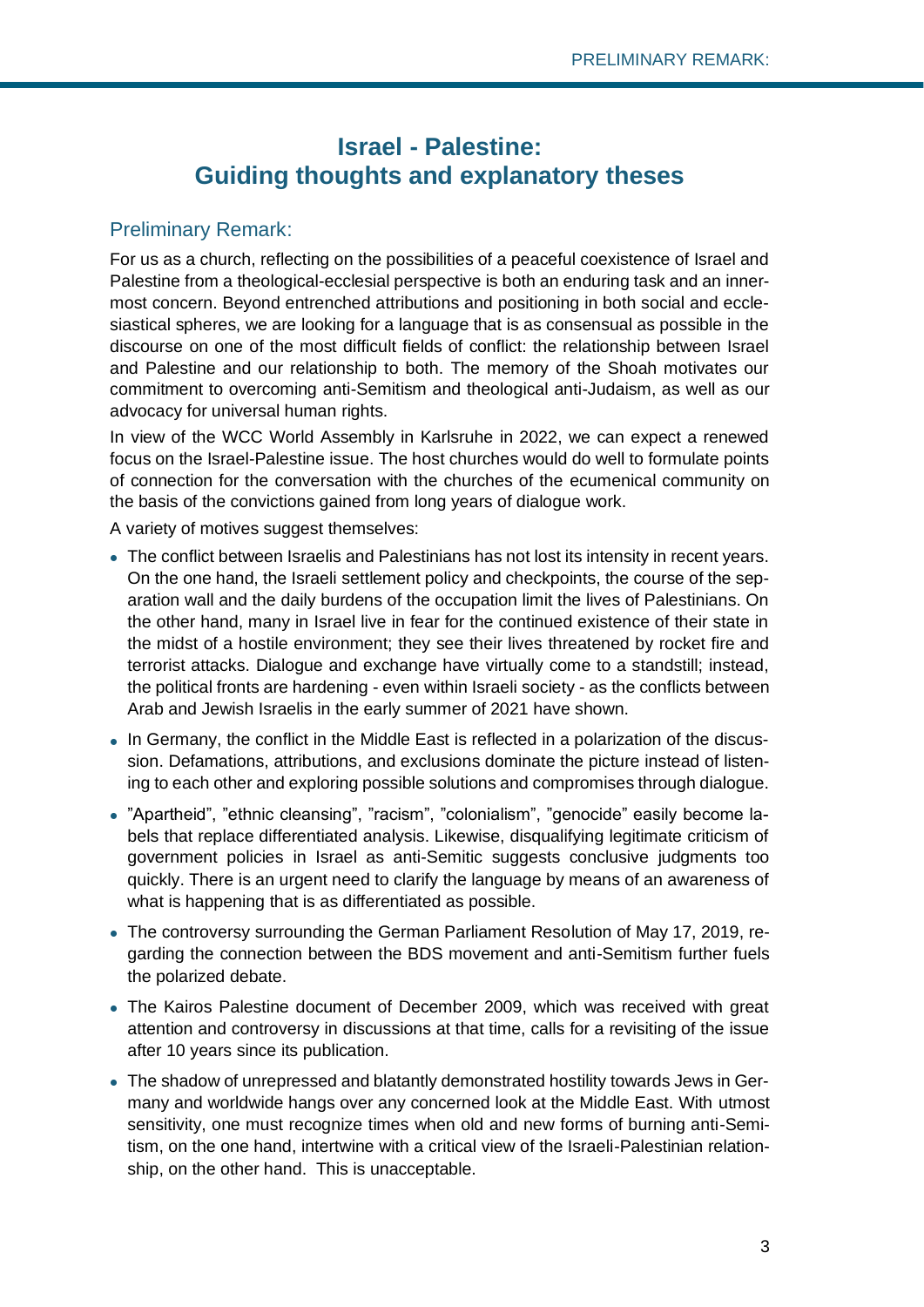# Israel - Palestine: Guiding thoughts and explanatory theses

## Preliminary Remark:

For us as a church, reflecting on the possibilities of a peaceful coexistence of Israel and Palestine from a theological-ecclesial perspective is both an enduring task and an innermost concern. Beyond entrenched attributions and positioning in both social and ecclesiastical spheres, we are looking for a language that is as consensual as possible in the discourse on one of the most difficult fields of conflict: the relationship between Israel and Palestine and our relationship to both. The memory of the Shoah motivates our commitment to overcoming anti-Semitism and theological anti-Judaism, as well as our advocacy for universal human rights.

In view of the WCC World Assembly in Karlsruhe in 2022, we can expect a renewed focus on the Israel-Palestine issue. The host churches would do well to formulate points of connection for the conversation with the churches of the ecumenical community on the basis of the convictions gained from long years of dialogue work.

A variety of motives suggest themselves:

- The conflict between Israelis and Palestinians has not lost its intensity in recent years. On the one hand, the Israeli settlement policy and checkpoints, the course of the separation wall and the daily burdens of the occupation limit the lives of Palestinians. On the other hand, many in Israel live in fear for the continued existence of their state in the midst of a hostile environment; they see their lives threatened by rocket fire and terrorist attacks. Dialogue and exchange have virtually come to a standstill; instead, the political fronts are hardening - even within Israeli society - as the conflicts between Arab and Jewish Israelis in the early summer of 2021 have shown.
- In Germany, the conflict in the Middle East is reflected in a polarization of the discussion. Defamations, attributions, and exclusions dominate the picture instead of listening to each other and exploring possible solutions and compromises through dialogue.
- "Apartheid", "ethnic cleansing", "racism", "colonialism", "genocide" easily become labels that replace differentiated analysis. Likewise, disqualifying legitimate criticism of government policies in Israel as anti-Semitic suggests conclusive judgments too quickly. There is an urgent need to clarify the language by means of an awareness of what is happening that is as differentiated as possible.
- The controversy surrounding the German Parliament Resolution of May 17, 2019, regarding the connection between the BDS movement and anti-Semitism further fuels the polarized debate.
- The Kairos Palestine document of December 2009, which was received with great attention and controversy in discussions at that time, calls for a revisiting of the issue after 10 years since its publication.
- The shadow of unrepressed and blatantly demonstrated hostility towards Jews in Germany and worldwide hangs over any concerned look at the Middle East. With utmost sensitivity, one must recognize times when old and new forms of burning anti-Semitism, on the one hand, intertwine with a critical view of the Israeli-Palestinian relationship, on the other hand. This is unacceptable.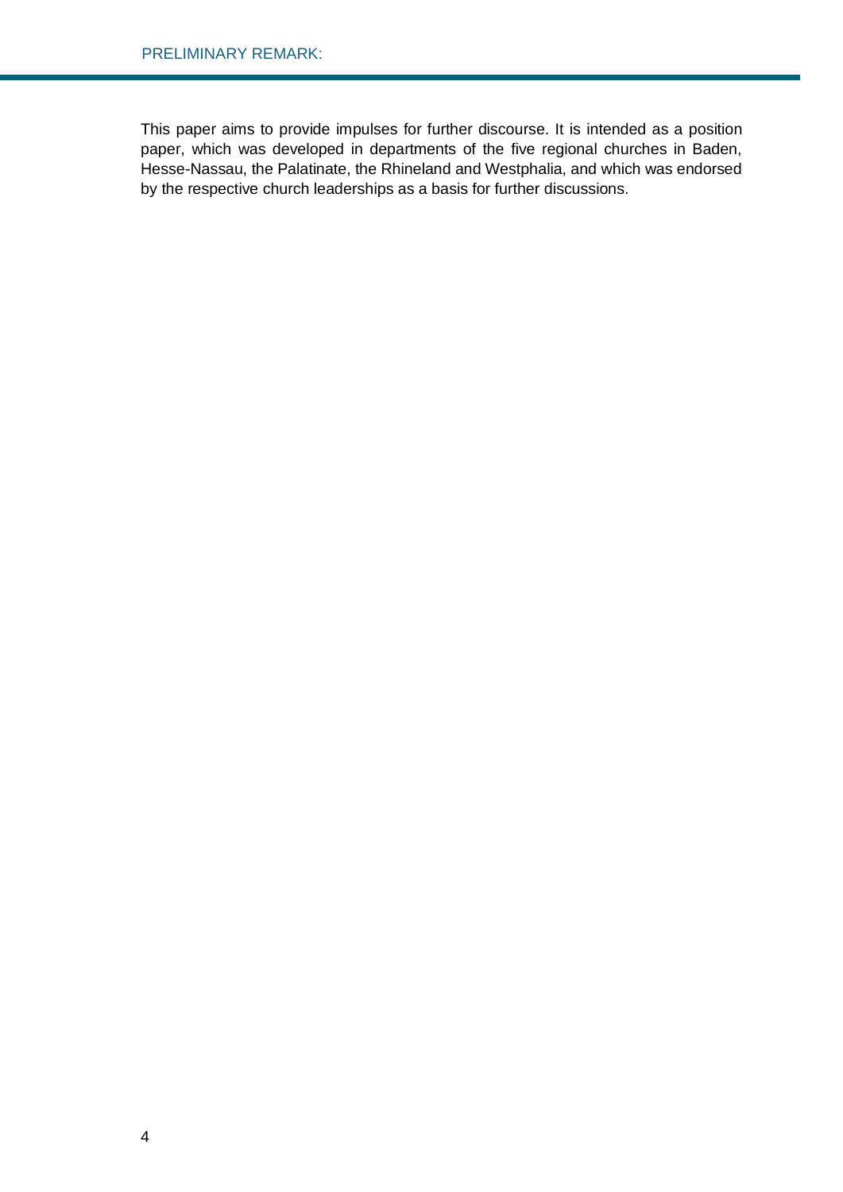## PRELIMINARY REMARK:

This paper aims to provide impulses for further discourse. It is intended as a position paper, which was developed in departments of the five regional churches in Baden, Hesse-Nassau, the Palatinate, the Rhineland and Westphalia, and which was endorsed by the respective church leaderships as a basis for further discussions.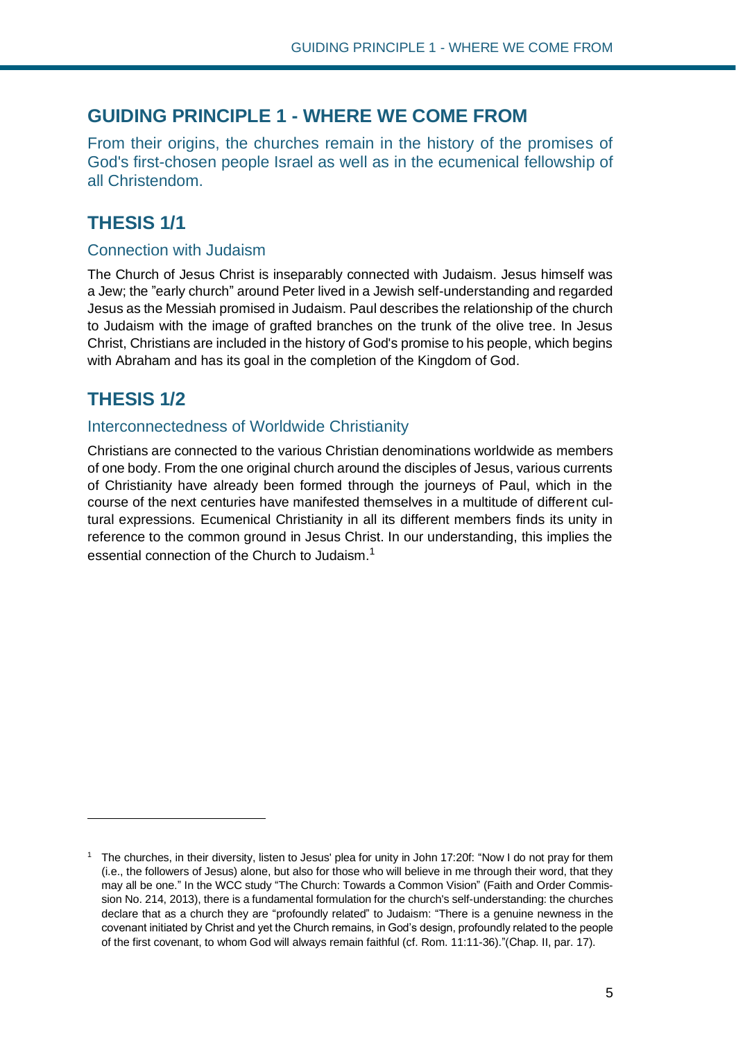## GUIDING PRINCIPLE 1 - WHERE WE COME FROM

From their origins, the churches remain in the history of the promises of God's first-chosen people Israel as well as in the ecumenical fellowship of all Christendom.

## THESIS 1/1

### Connection with Judaism

The Church of Jesus Christ is inseparably connected with Judaism. Jesus himself was a Jew; the "early church" around Peter lived in a Jewish self-understanding and regarded Jesus as the Messiah promised in Judaism. Paul describes the relationship of the church to Judaism with the image of grafted branches on the trunk of the olive tree. In Jesus Christ, Christians are included in the history of God's promise to his people, which begins with Abraham and has its goal in the completion of the Kingdom of God.

## THESIS 1/2

### Interconnectedness of Worldwide Christianity

Christians are connected to the various Christian denominations worldwide as members of one body. From the one original church around the disciples of Jesus, various currents of Christianity have already been formed through the journeys of Paul, which in the course of the next centuries have manifested themselves in a multitude of different cultural expressions. Ecumenical Christianity in all its different members finds its unity in reference to the common ground in Jesus Christ. In our understanding, this implies the essential connection of the Church to Judaism.[1]

---

[1] The churches, in their diversity, listen to Jesus' plea for unity in John 17:20f: "Now I do not pray for them (i.e., the followers of Jesus) alone, but also for those who will believe in me through their word, that they may all be one." In the WCC study "The Church: Towards a Common Vision" (Faith and Order Commission No. 214, 2013), there is a fundamental formulation for the church's self-understanding: the churches declare that as a church they are "profoundly related" to Judaism: "There is a genuine newness in the covenant initiated by Christ and yet the Church remains, in God's design, profoundly related to the people of the first covenant, to whom God will always remain faithful (cf. Rom. 11:11-36)."(Chap. II, par. 17).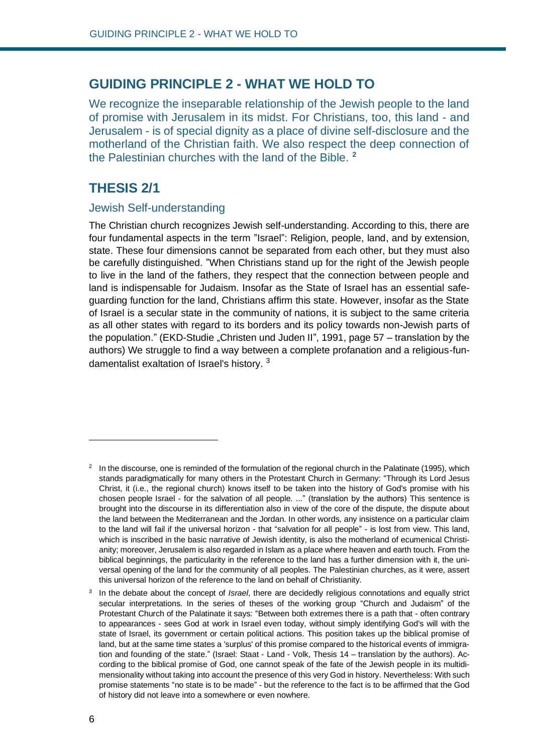## GUIDING PRINCIPLE 2 - WHAT WE HOLD TO

We recognize the inseparable relationship of the Jewish people to the land of promise with Jerusalem in its midst. For Christians, too, this land - and Jerusalem - is of special dignity as a place of divine self-disclosure and the motherland of the Christian faith. We also respect the deep connection of the Palestinian churches with the land of the Bible. [2]

## THESIS 2/1

### Jewish Self-understanding

The Christian church recognizes Jewish self-understanding. According to this, there are four fundamental aspects in the term "Israel": Religion, people, land, and by extension, state. These four dimensions cannot be separated from each other, but they must also be carefully distinguished. "When Christians stand up for the right of the Jewish people to live in the land of the fathers, they respect that the connection between people and land is indispensable for Judaism. Insofar as the State of Israel has an essential safeguarding function for the land, Christians affirm this state. However, insofar as the State of Israel is a secular state in the community of nations, it is subject to the same criteria as all other states with regard to its borders and its policy towards non-Jewish parts of the population." (EKD-Studie „Christen und Juden II", 1991, page 57 – translation by the authors) We struggle to find a way between a complete profanation and a religious-fundamentalist exaltation of Israel's history. [3]

---

[2] In the discourse, one is reminded of the formulation of the regional church in the Palatinate (1995), which stands paradigmatically for many others in the Protestant Church in Germany: "Through its Lord Jesus Christ, it (i.e., the regional church) knows itself to be taken into the history of God's promise with his chosen people Israel - for the salvation of all people. ..." (translation by the authors) This sentence is brought into the discourse in its differentiation also in view of the core of the dispute, the dispute about the land between the Mediterranean and the Jordan. In other words, any insistence on a particular claim to the land will fail if the universal horizon - that "salvation for all people" - is lost from view. This land, which is inscribed in the basic narrative of Jewish identity, is also the motherland of ecumenical Christianity; moreover, Jerusalem is also regarded in Islam as a place where heaven and earth touch. From the biblical beginnings, the particularity in the reference to the land has a further dimension with it, the universal opening of the land for the community of all peoples. The Palestinian churches, as it were, assert this universal horizon of the reference to the land on behalf of Christianity.

[3] In the debate about the concept of *Israel*, there are decidedly religious connotations and equally strict secular interpretations. In the series of theses of the working group "Church and Judaism" of the Protestant Church of the Palatinate it says: "Between both extremes there is a path that - often contrary to appearances - sees God at work in Israel even today, without simply identifying God's will with the state of Israel, its government or certain political actions. This position takes up the biblical promise of land, but at the same time states a 'surplus' of this promise compared to the historical events of immigration and founding of the state." (Israel: Staat - Land - Volk, Thesis 14 – translation by the authors). According to the biblical promise of God, one cannot speak of the fate of the Jewish people in its multidimensionality without taking into account the presence of this very God in history. Nevertheless: With such promise statements "no state is to be made" - but the reference to the fact is to be affirmed that the God of history did not leave into a somewhere or even nowhere.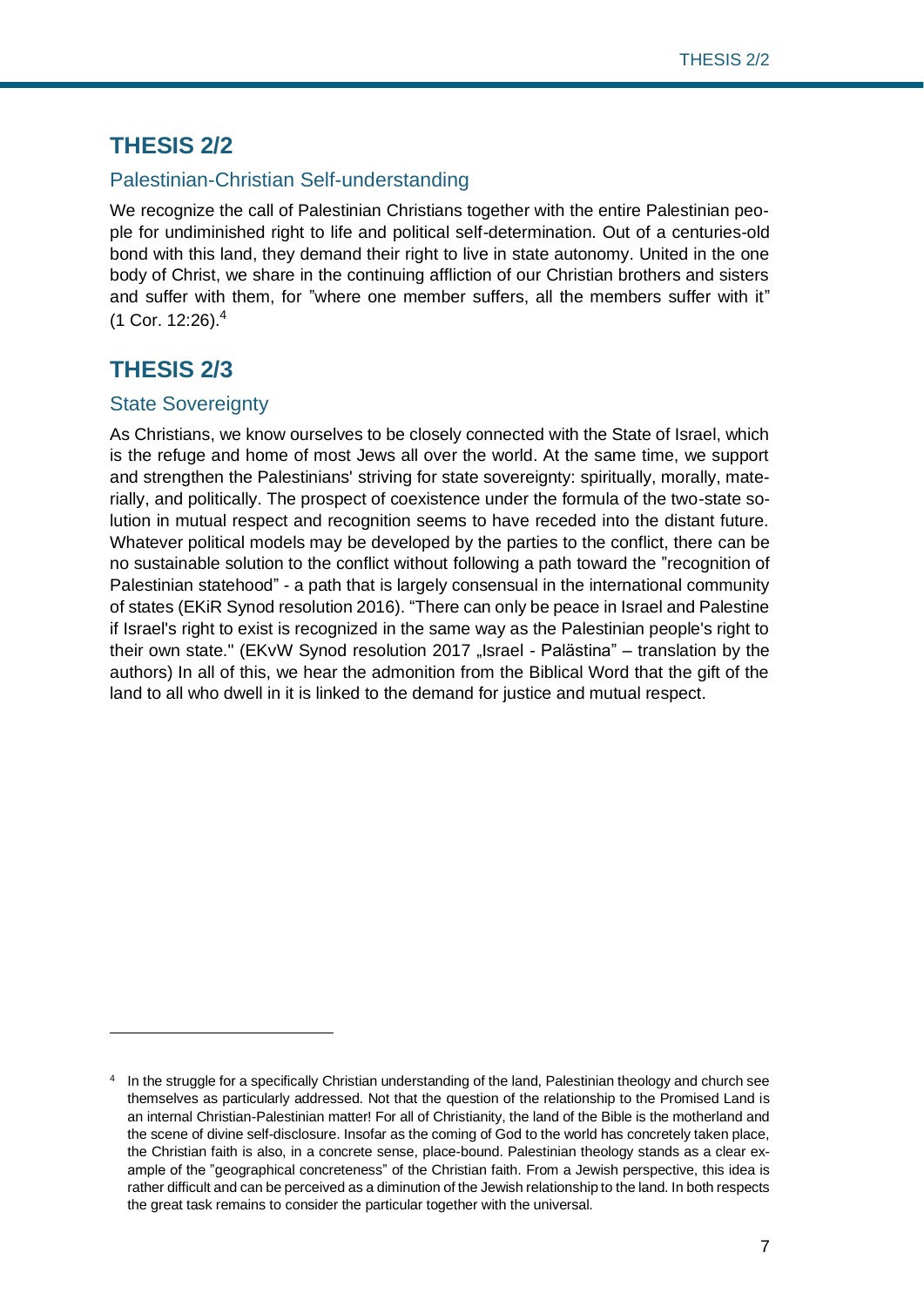## THESIS 2/2

### Palestinian-Christian Self-understanding

We recognize the call of Palestinian Christians together with the entire Palestinian people for undiminished right to life and political self-determination. Out of a centuries-old bond with this land, they demand their right to live in state autonomy. United in the one body of Christ, we share in the continuing affliction of our Christian brothers and sisters and suffer with them, for "where one member suffers, all the members suffer with it" (1 Cor. 12:26).[4]

## THESIS 2/3

### State Sovereignty

As Christians, we know ourselves to be closely connected with the State of Israel, which is the refuge and home of most Jews all over the world. At the same time, we support and strengthen the Palestinians' striving for state sovereignty: spiritually, morally, materially, and politically. The prospect of coexistence under the formula of the two-state solution in mutual respect and recognition seems to have receded into the distant future. Whatever political models may be developed by the parties to the conflict, there can be no sustainable solution to the conflict without following a path toward the "recognition of Palestinian statehood" - a path that is largely consensual in the international community of states (EKiR Synod resolution 2016). "There can only be peace in Israel and Palestine if Israel's right to exist is recognized in the same way as the Palestinian people's right to their own state." (EKvW Synod resolution 2017 „Israel - Palästina" – translation by the authors) In all of this, we hear the admonition from the Biblical Word that the gift of the land to all who dwell in it is linked to the demand for justice and mutual respect.

---

[4] In the struggle for a specifically Christian understanding of the land, Palestinian theology and church see themselves as particularly addressed. Not that the question of the relationship to the Promised Land is an internal Christian-Palestinian matter! For all of Christianity, the land of the Bible is the motherland and the scene of divine self-disclosure. Insofar as the coming of God to the world has concretely taken place, the Christian faith is also, in a concrete sense, place-bound. Palestinian theology stands as a clear example of the "geographical concreteness" of the Christian faith. From a Jewish perspective, this idea is rather difficult and can be perceived as a diminution of the Jewish relationship to the land. In both respects the great task remains to consider the particular together with the universal.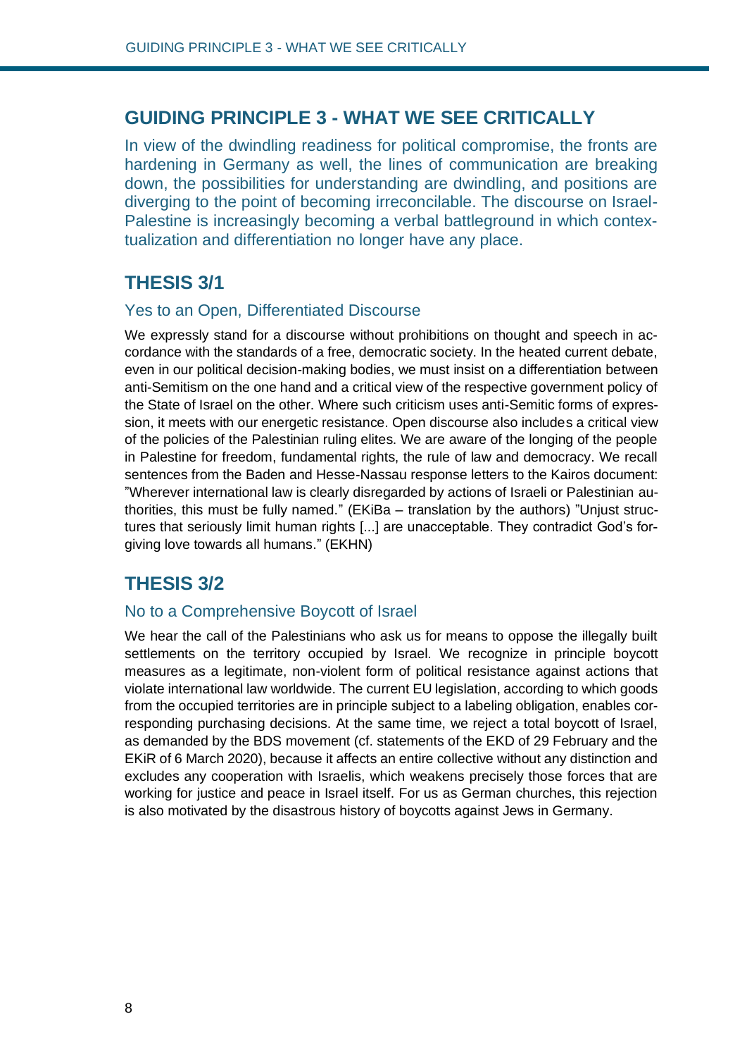## GUIDING PRINCIPLE 3 - WHAT WE SEE CRITICALLY

In view of the dwindling readiness for political compromise, the fronts are hardening in Germany as well, the lines of communication are breaking down, the possibilities for understanding are dwindling, and positions are diverging to the point of becoming irreconcilable. The discourse on Israel-Palestine is increasingly becoming a verbal battleground in which contextualization and differentiation no longer have any place.

## THESIS 3/1

### Yes to an Open, Differentiated Discourse

We expressly stand for a discourse without prohibitions on thought and speech in accordance with the standards of a free, democratic society. In the heated current debate, even in our political decision-making bodies, we must insist on a differentiation between anti-Semitism on the one hand and a critical view of the respective government policy of the State of Israel on the other. Where such criticism uses anti-Semitic forms of expression, it meets with our energetic resistance. Open discourse also includes a critical view of the policies of the Palestinian ruling elites. We are aware of the longing of the people in Palestine for freedom, fundamental rights, the rule of law and democracy. We recall sentences from the Baden and Hesse-Nassau response letters to the Kairos document: "Wherever international law is clearly disregarded by actions of Israeli or Palestinian authorities, this must be fully named." (EKiBa – translation by the authors) "Unjust structures that seriously limit human rights [...] are unacceptable. They contradict God's forgiving love towards all humans." (EKHN)

## THESIS 3/2

### No to a Comprehensive Boycott of Israel

We hear the call of the Palestinians who ask us for means to oppose the illegally built settlements on the territory occupied by Israel. We recognize in principle boycott measures as a legitimate, non-violent form of political resistance against actions that violate international law worldwide. The current EU legislation, according to which goods from the occupied territories are in principle subject to a labeling obligation, enables corresponding purchasing decisions. At the same time, we reject a total boycott of Israel, as demanded by the BDS movement (cf. statements of the EKD of 29 February and the EKiR of 6 March 2020), because it affects an entire collective without any distinction and excludes any cooperation with Israelis, which weakens precisely those forces that are working for justice and peace in Israel itself. For us as German churches, this rejection is also motivated by the disastrous history of boycotts against Jews in Germany.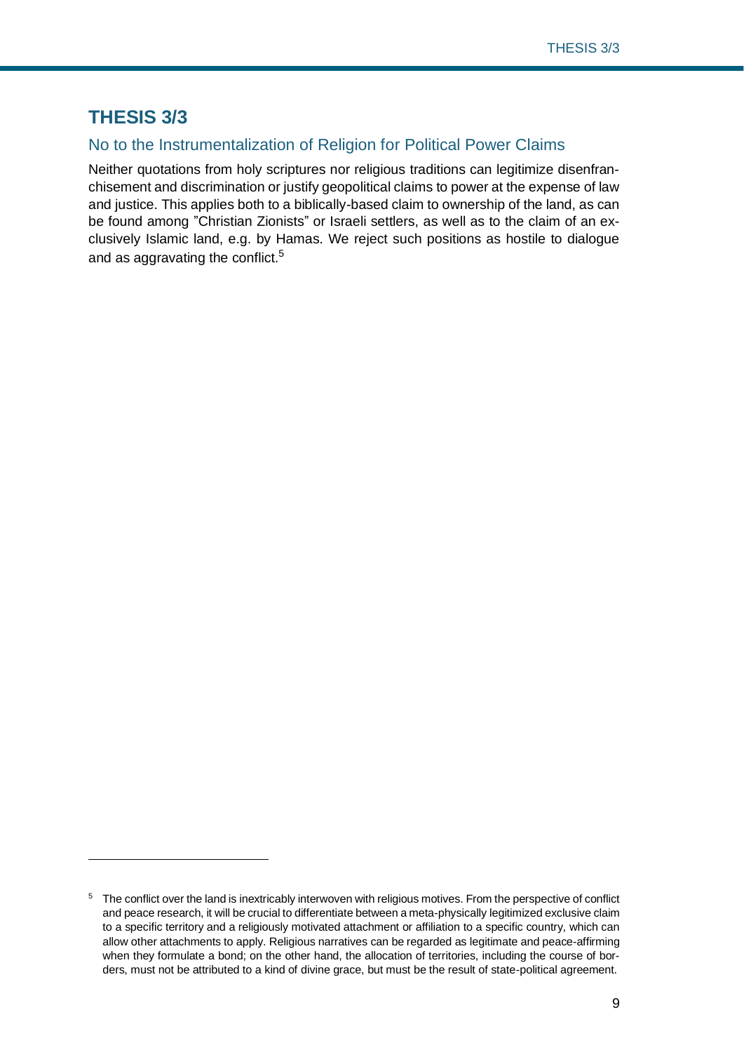## THESIS 3/3

### No to the Instrumentalization of Religion for Political Power Claims

Neither quotations from holy scriptures nor religious traditions can legitimize disenfranchisement and discrimination or justify geopolitical claims to power at the expense of law and justice. This applies both to a biblically-based claim to ownership of the land, as can be found among "Christian Zionists" or Israeli settlers, as well as to the claim of an exclusively Islamic land, e.g. by Hamas. We reject such positions as hostile to dialogue and as aggravating the conflict.[5]

---

[5] The conflict over the land is inextricably interwoven with religious motives. From the perspective of conflict and peace research, it will be crucial to differentiate between a meta-physically legitimized exclusive claim to a specific territory and a religiously motivated attachment or affiliation to a specific country, which can allow other attachments to apply. Religious narratives can be regarded as legitimate and peace-affirming when they formulate a bond; on the other hand, the allocation of territories, including the course of borders, must not be attributed to a kind of divine grace, but must be the result of state-political agreement.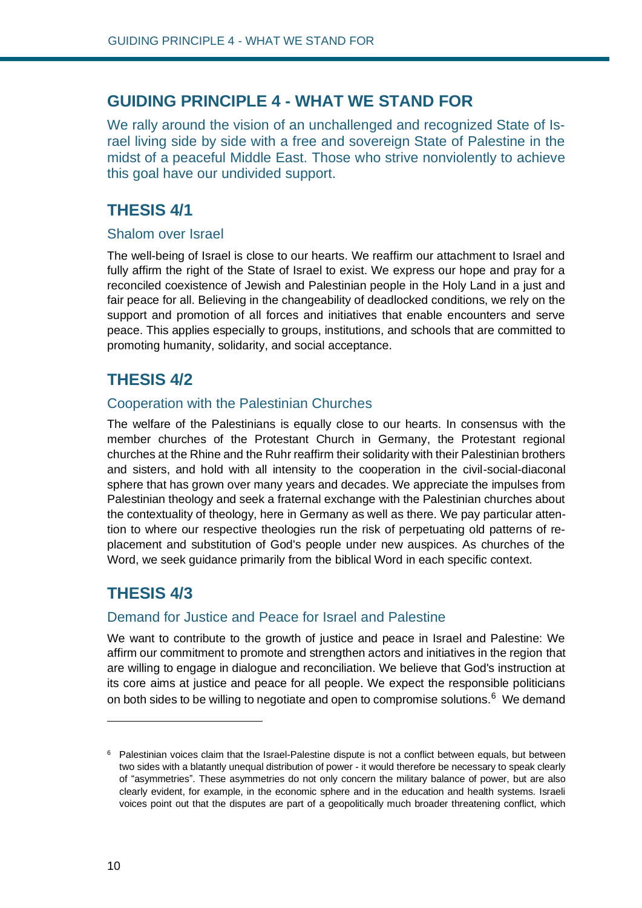## GUIDING PRINCIPLE 4 - WHAT WE STAND FOR

We rally around the vision of an unchallenged and recognized State of Israel living side by side with a free and sovereign State of Palestine in the midst of a peaceful Middle East. Those who strive nonviolently to achieve this goal have our undivided support.

## THESIS 4/1

### Shalom over Israel

The well-being of Israel is close to our hearts. We reaffirm our attachment to Israel and fully affirm the right of the State of Israel to exist. We express our hope and pray for a reconciled coexistence of Jewish and Palestinian people in the Holy Land in a just and fair peace for all. Believing in the changeability of deadlocked conditions, we rely on the support and promotion of all forces and initiatives that enable encounters and serve peace. This applies especially to groups, institutions, and schools that are committed to promoting humanity, solidarity, and social acceptance.

## THESIS 4/2

### Cooperation with the Palestinian Churches

The welfare of the Palestinians is equally close to our hearts. In consensus with the member churches of the Protestant Church in Germany, the Protestant regional churches at the Rhine and the Ruhr reaffirm their solidarity with their Palestinian brothers and sisters, and hold with all intensity to the cooperation in the civil-social-diaconal sphere that has grown over many years and decades. We appreciate the impulses from Palestinian theology and seek a fraternal exchange with the Palestinian churches about the contextuality of theology, here in Germany as well as there. We pay particular attention to where our respective theologies run the risk of perpetuating old patterns of replacement and substitution of God's people under new auspices. As churches of the Word, we seek guidance primarily from the biblical Word in each specific context.

## THESIS 4/3

### Demand for Justice and Peace for Israel and Palestine

We want to contribute to the growth of justice and peace in Israel and Palestine: We affirm our commitment to promote and strengthen actors and initiatives in the region that are willing to engage in dialogue and reconciliation. We believe that God's instruction at its core aims at justice and peace for all people. We expect the responsible politicians on both sides to be willing to negotiate and open to compromise solutions.[6] We demand

---

[6] Palestinian voices claim that the Israel-Palestine dispute is not a conflict between equals, but between two sides with a blatantly unequal distribution of power - it would therefore be necessary to speak clearly of "asymmetries". These asymmetries do not only concern the military balance of power, but are also clearly evident, for example, in the economic sphere and in the education and health systems. Israeli voices point out that the disputes are part of a geopolitically much broader threatening conflict, which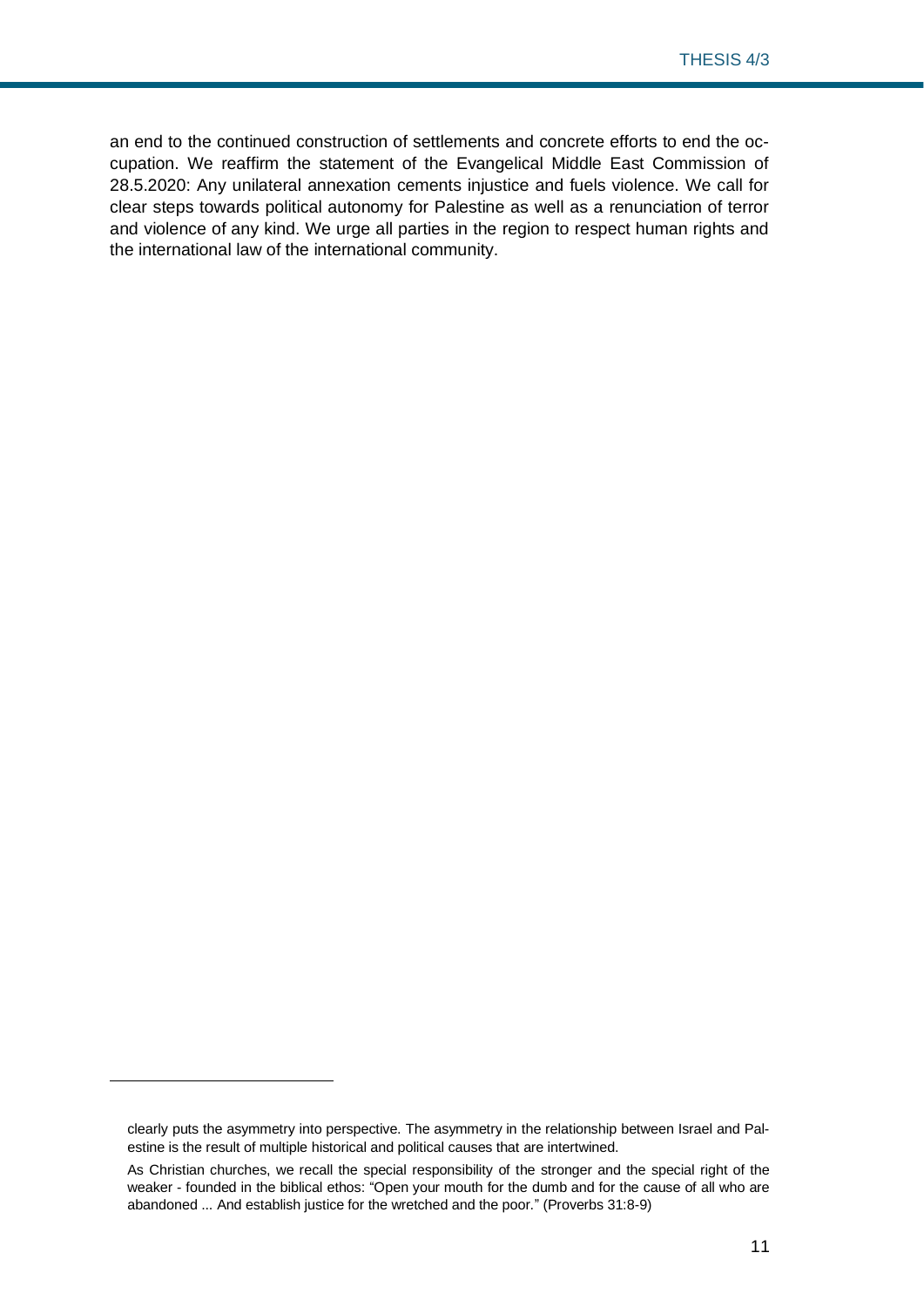an end to the continued construction of settlements and concrete efforts to end the occupation. We reaffirm the statement of the Evangelical Middle East Commission of 28.5.2020: Any unilateral annexation cements injustice and fuels violence. We call for clear steps towards political autonomy for Palestine as well as a renunciation of terror and violence of any kind. We urge all parties in the region to respect human rights and the international law of the international community.

---

clearly puts the asymmetry into perspective. The asymmetry in the relationship between Israel and Palestine is the result of multiple historical and political causes that are intertwined.

As Christian churches, we recall the special responsibility of the stronger and the special right of the weaker - founded in the biblical ethos: "Open your mouth for the dumb and for the cause of all who are abandoned ... And establish justice for the wretched and the poor." (Proverbs 31:8-9)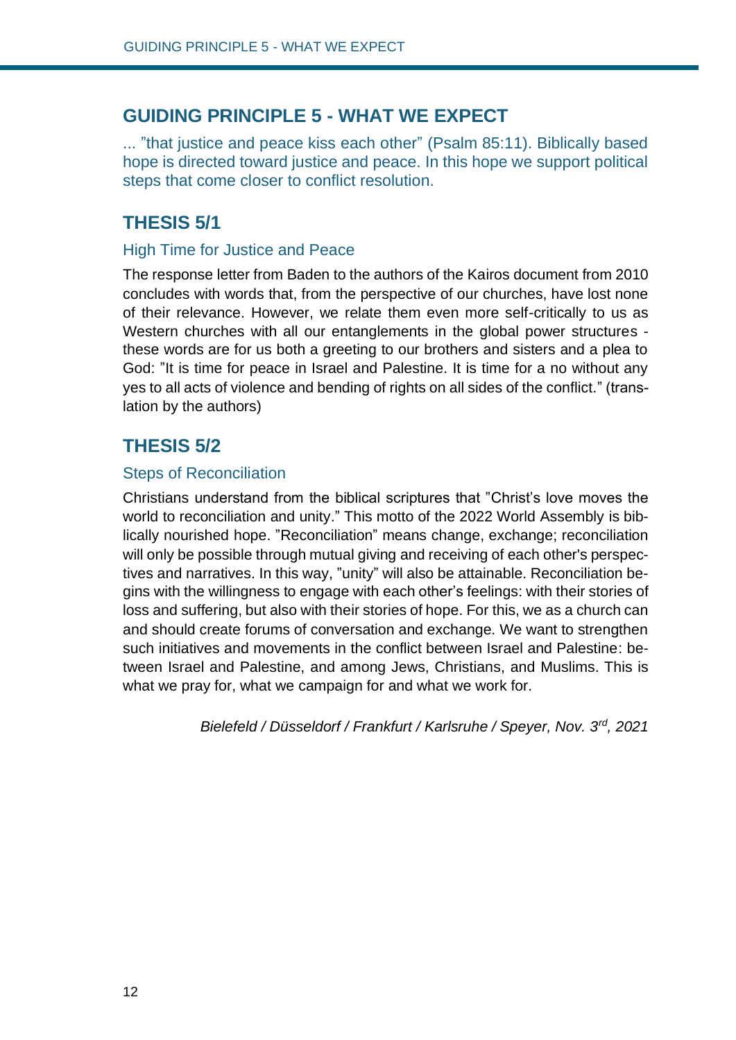## GUIDING PRINCIPLE 5 - WHAT WE EXPECT

... "that justice and peace kiss each other" (Psalm 85:11). Biblically based hope is directed toward justice and peace. In this hope we support political steps that come closer to conflict resolution.

## THESIS 5/1

### High Time for Justice and Peace

The response letter from Baden to the authors of the Kairos document from 2010 concludes with words that, from the perspective of our churches, have lost none of their relevance. However, we relate them even more self-critically to us as Western churches with all our entanglements in the global power structures - these words are for us both a greeting to our brothers and sisters and a plea to God: "It is time for peace in Israel and Palestine. It is time for a no without any yes to all acts of violence and bending of rights on all sides of the conflict." (translation by the authors)

## THESIS 5/2

### Steps of Reconciliation

Christians understand from the biblical scriptures that "Christ's love moves the world to reconciliation and unity." This motto of the 2022 World Assembly is biblically nourished hope. "Reconciliation" means change, exchange; reconciliation will only be possible through mutual giving and receiving of each other's perspectives and narratives. In this way, "unity" will also be attainable. Reconciliation begins with the willingness to engage with each other's feelings: with their stories of loss and suffering, but also with their stories of hope. For this, we as a church can and should create forums of conversation and exchange. We want to strengthen such initiatives and movements in the conflict between Israel and Palestine: between Israel and Palestine, and among Jews, Christians, and Muslims. This is what we pray for, what we campaign for and what we work for.

*Bielefeld / Düsseldorf / Frankfurt / Karlsruhe / Speyer, Nov. 3rd, 2021*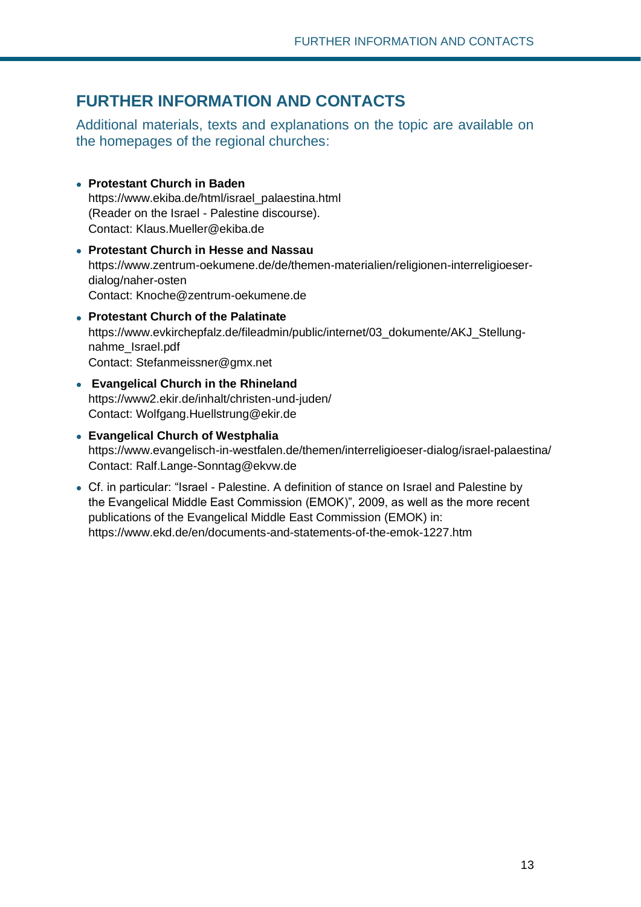# FURTHER INFORMATION AND CONTACTS

Additional materials, texts and explanations on the topic are available on the homepages of the regional churches:

- **Protestant Church in Baden**
  https://www.ekiba.de/html/israel_palaestina.html
  (Reader on the Israel - Palestine discourse).
  Contact: Klaus.Mueller@ekiba.de
- **Protestant Church in Hesse and Nassau**
  https://www.zentrum-oekumene.de/de/themen-materialien/religionen-interreligioeser-dialog/naher-osten
  Contact: Knoche@zentrum-oekumene.de
- **Protestant Church of the Palatinate**
  https://www.evkirchepfalz.de/fileadmin/public/internet/03_dokumente/AKJ_Stellung-nahme_Israel.pdf
  Contact: Stefanmeissner@gmx.net
- **Evangelical Church in the Rhineland**
  https://www2.ekir.de/inhalt/christen-und-juden/
  Contact: Wolfgang.Huellstrung@ekir.de
- **Evangelical Church of Westphalia**
  https://www.evangelisch-in-westfalen.de/themen/interreligioeser-dialog/israel-palaestina/
  Contact: Ralf.Lange-Sonntag@ekvw.de
- Cf. in particular: "Israel - Palestine. A definition of stance on Israel and Palestine by the Evangelical Middle East Commission (EMOK)", 2009, as well as the more recent publications of the Evangelical Middle East Commission (EMOK) in:
  https://www.ekd.de/en/documents-and-statements-of-the-emok-1227.htm